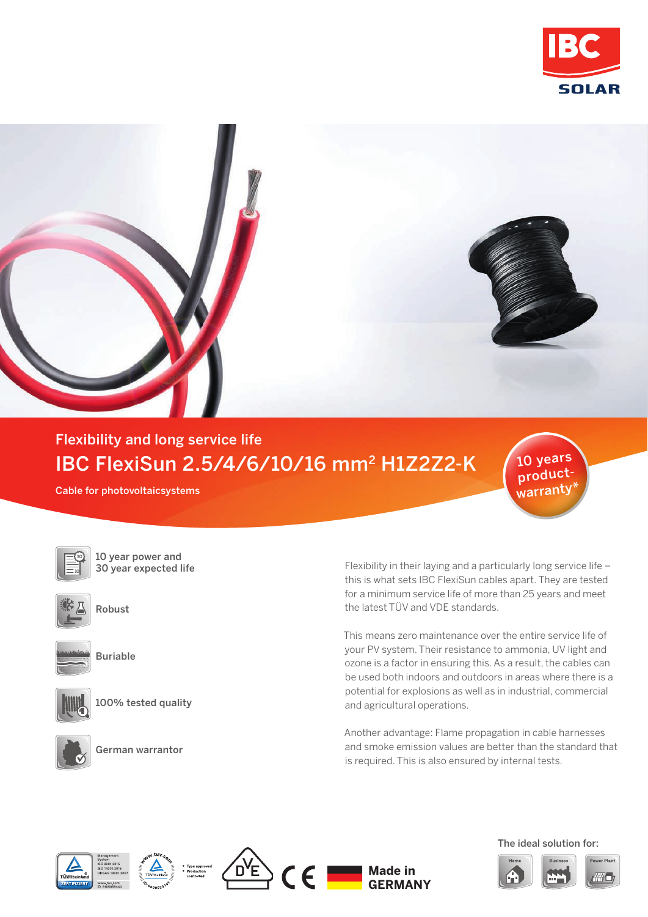Flexibility and long service life

# IBC FlexiSun 2.5/4/6/10/16 mm² H1Z2Z2-K

Cable for photovoltaicsystems

10 years product-warranty*

- 10 year power and 30 year expected life
- Robust
- Buriable
- 100% tested quality
- German warrantor

Flexibility in their laying and a particularly long service life – this is what sets IBC FlexiSun cables apart. They are tested for a minimum service life of more than 25 years and meet the latest TÜV and VDE standards.

This means zero maintenance over the entire service life of your PV system. Their resistance to ammonia, UV light and ozone is a factor in ensuring this. As a result, the cables can be used both indoors and outdoors in areas where there is a potential for explosions as well as in industrial, commercial and agricultural operations.

Another advantage: Flame propagation in cable harnesses and smoke emission values are better than the standard that is required. This is also ensured by internal tests.

Made in GERMANY

The ideal solution for:

Home | Business | Power Plant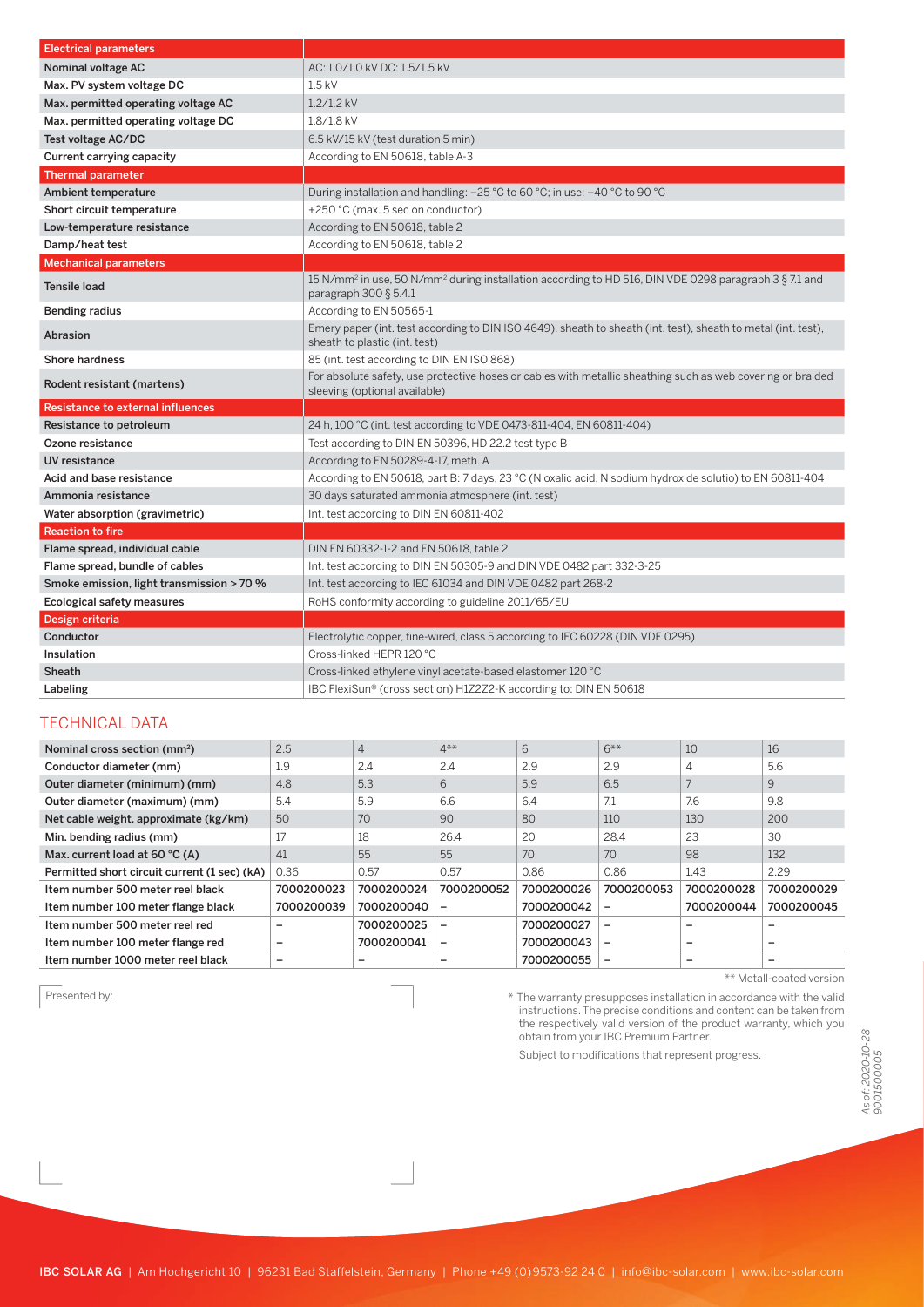| Electrical parameters | |
|---|---|
| Nominal voltage AC | AC: 1.0/1.0 kV DC: 1.5/1.5 kV |
| Max. PV system voltage DC | 1.5 kV |
| Max. permitted operating voltage AC | 1.2/1.2 kV |
| Max. permitted operating voltage DC | 1.8/1.8 kV |
| Test voltage AC/DC | 6.5 kV/15 kV (test duration 5 min) |
| Current carrying capacity | According to EN 50618, table A-3 |
| **Thermal parameter** | |
| Ambient temperature | During installation and handling: −25 °C to 60 °C; in use: −40 °C to 90 °C |
| Short circuit temperature | +250 °C (max. 5 sec on conductor) |
| Low-temperature resistance | According to EN 50618, table 2 |
| Damp/heat test | According to EN 50618, table 2 |
| **Mechanical parameters** | |
| Tensile load | 15 N/mm² in use, 50 N/mm² during installation according to HD 516, DIN VDE 0298 paragraph 3 § 7.1 and paragraph 300 § 5.4.1 |
| Bending radius | According to EN 50565-1 |
| Abrasion | Emery paper (int. test according to DIN ISO 4649), sheath to sheath (int. test), sheath to metal (int. test), sheath to plastic (int. test) |
| Shore hardness | 85 (int. test according to DIN EN ISO 868) |
| Rodent resistant (martens) | For absolute safety, use protective hoses or cables with metallic sheathing such as web covering or braided sleeving (optional available) |
| **Resistance to external influences** | |
| Resistance to petroleum | 24 h, 100 °C (int. test according to VDE 0473-811-404, EN 60811-404) |
| Ozone resistance | Test according to DIN EN 50396, HD 22.2 test type B |
| UV resistance | According to EN 50289-4-17, meth. A |
| Acid and base resistance | According to EN 50618, part B: 7 days, 23 °C (N oxalic acid, N sodium hydroxide solutio) to EN 60811-404 |
| Ammonia resistance | 30 days saturated ammonia atmosphere (int. test) |
| Water absorption (gravimetric) | Int. test according to DIN EN 60811-402 |
| **Reaction to fire** | |
| Flame spread, individual cable | DIN EN 60332-1-2 and EN 50618, table 2 |
| Flame spread, bundle of cables | Int. test according to DIN EN 50305-9 and DIN VDE 0482 part 332-3-25 |
| Smoke emission, light transmission > 70 % | Int. test according to IEC 61034 and DIN VDE 0482 part 268-2 |
| Ecological safety measures | RoHS conformity according to guideline 2011/65/EU |
| **Design criteria** | |
| Conductor | Electrolytic copper, fine-wired, class 5 according to IEC 60228 (DIN VDE 0295) |
| Insulation | Cross-linked HEPR 120 °C |
| Sheath | Cross-linked ethylene vinyl acetate-based elastomer 120 °C |
| Labeling | IBC FlexiSun® (cross section) H1Z2Z2-K according to: DIN EN 50618 |

## TECHNICAL DATA

| Nominal cross section (mm²) | 2.5 | 4 | 4** | 6 | 6** | 10 | 16 |
|---|---|---|---|---|---|---|---|
| Conductor diameter (mm) | 1.9 | 2.4 | 2.4 | 2.9 | 2.9 | 4 | 5.6 |
| Outer diameter (minimum) (mm) | 4.8 | 5.3 | 6 | 5.9 | 6.5 | 7 | 9 |
| Outer diameter (maximum) (mm) | 5.4 | 5.9 | 6.6 | 6.4 | 7.1 | 7.6 | 9.8 |
| Net cable weight. approximate (kg/km) | 50 | 70 | 90 | 80 | 110 | 130 | 200 |
| Min. bending radius (mm) | 17 | 18 | 26.4 | 20 | 28.4 | 23 | 30 |
| Max. current load at 60 °C (A) | 41 | 55 | 55 | 70 | 70 | 98 | 132 |
| Permitted short circuit current (1 sec) (kA) | 0.36 | 0.57 | 0.57 | 0.86 | 0.86 | 1.43 | 2.29 |
| Item number 500 meter reel black | 7000200023 | 7000200024 | 7000200052 | 7000200026 | 7000200053 | 7000200028 | 7000200029 |
| Item number 100 meter flange black | 7000200039 | 7000200040 | – | 7000200042 | – | 7000200044 | 7000200045 |
| Item number 500 meter reel red | – | 7000200025 | – | 7000200027 | – | – | – |
| Item number 100 meter flange red | – | 7000200041 | – | 7000200043 | – | – | – |
| Item number 1000 meter reel black | – | – | – | 7000200055 | – | – | – |

** Metall-coated version

Presented by:

* The warranty presupposes installation in accordance with the valid instructions. The precise conditions and content can be taken from the respectively valid version of the product warranty, which you obtain from your IBC Premium Partner.

Subject to modifications that represent progress.

As of: 2020-10-28
9001500005

**IBC SOLAR AG** | Am Hochgericht 10 | 96231 Bad Staffelstein, Germany | Phone +49 (0)9573-92 24 0 | info@ibc-solar.com | www.ibc-solar.com